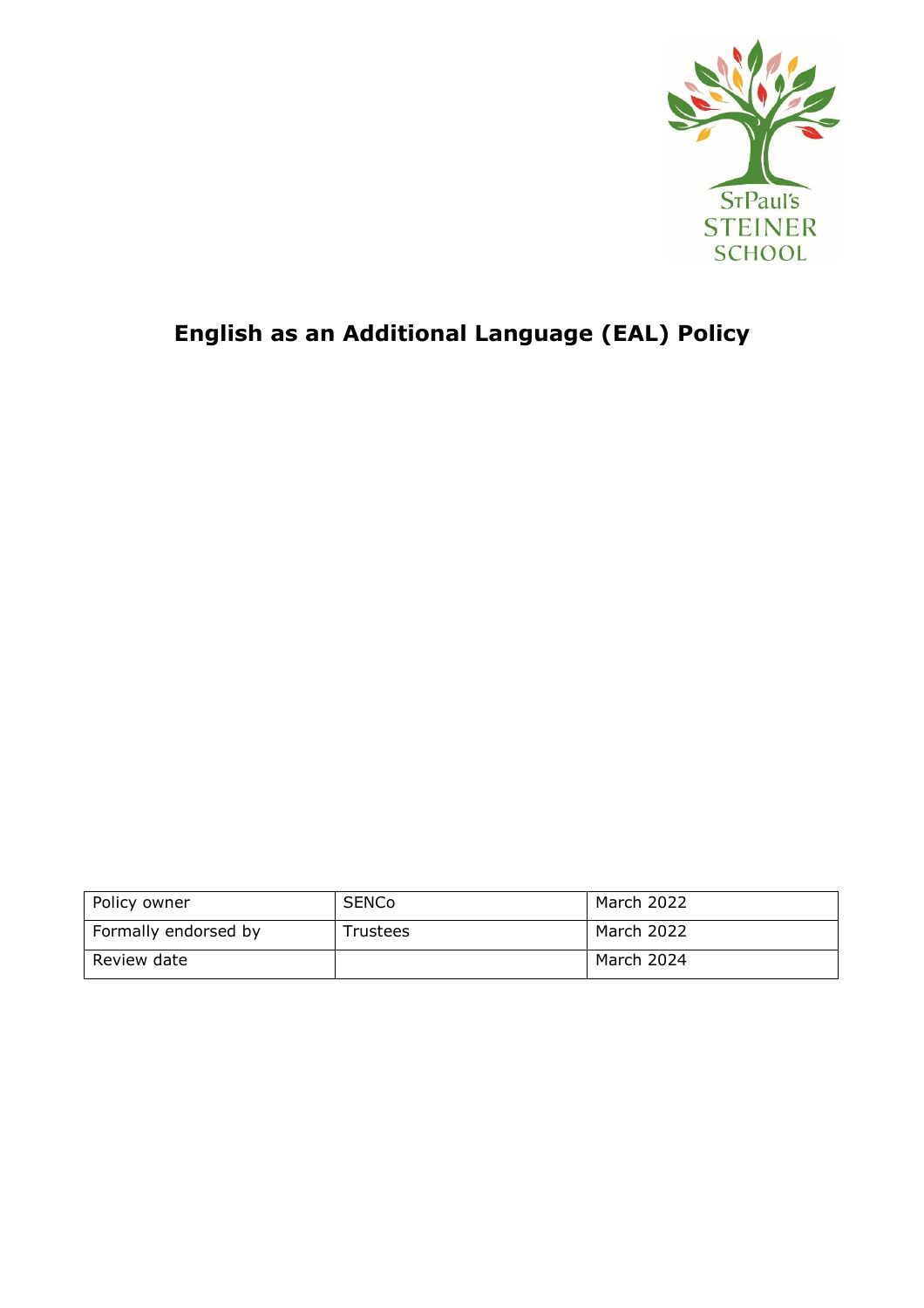StPaul's STEINER SCHOOL

# English as an Additional Language (EAL) Policy

| | | |
|---|---|---|
| Policy owner | SENCo | March 2022 |
| Formally endorsed by | Trustees | March 2022 |
| Review date | | March 2024 |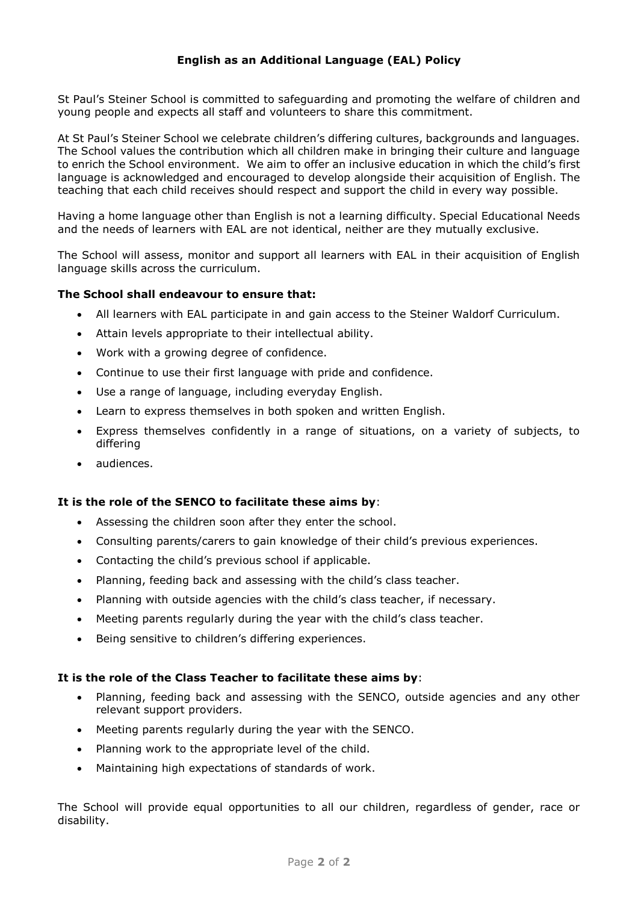# English as an Additional Language (EAL) Policy

St Paul's Steiner School is committed to safeguarding and promoting the welfare of children and young people and expects all staff and volunteers to share this commitment.

At St Paul's Steiner School we celebrate children's differing cultures, backgrounds and languages. The School values the contribution which all children make in bringing their culture and language to enrich the School environment. We aim to offer an inclusive education in which the child's first language is acknowledged and encouraged to develop alongside their acquisition of English. The teaching that each child receives should respect and support the child in every way possible.

Having a home language other than English is not a learning difficulty. Special Educational Needs and the needs of learners with EAL are not identical, neither are they mutually exclusive.

The School will assess, monitor and support all learners with EAL in their acquisition of English language skills across the curriculum.

**The School shall endeavour to ensure that:**

- All learners with EAL participate in and gain access to the Steiner Waldorf Curriculum.
- Attain levels appropriate to their intellectual ability.
- Work with a growing degree of confidence.
- Continue to use their first language with pride and confidence.
- Use a range of language, including everyday English.
- Learn to express themselves in both spoken and written English.
- Express themselves confidently in a range of situations, on a variety of subjects, to differing
- audiences.

**It is the role of the SENCO to facilitate these aims by**:

- Assessing the children soon after they enter the school.
- Consulting parents/carers to gain knowledge of their child's previous experiences.
- Contacting the child's previous school if applicable.
- Planning, feeding back and assessing with the child's class teacher.
- Planning with outside agencies with the child's class teacher, if necessary.
- Meeting parents regularly during the year with the child's class teacher.
- Being sensitive to children's differing experiences.

**It is the role of the Class Teacher to facilitate these aims by**:

- Planning, feeding back and assessing with the SENCO, outside agencies and any other relevant support providers.
- Meeting parents regularly during the year with the SENCO.
- Planning work to the appropriate level of the child.
- Maintaining high expectations of standards of work.

The School will provide equal opportunities to all our children, regardless of gender, race or disability.